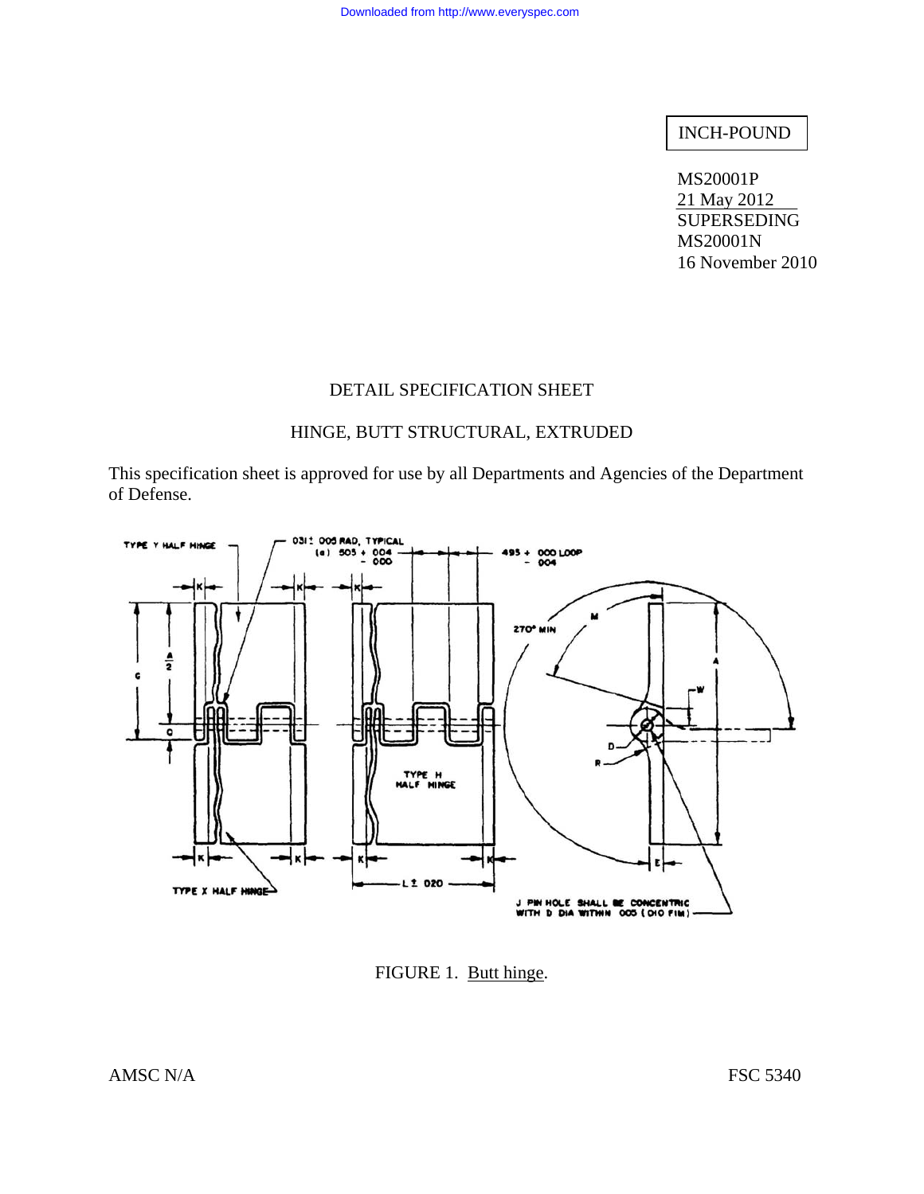INCH-POUND

MS20001P
21 May 2012
SUPERSEDING
MS20001N
16 November 2010

# DETAIL SPECIFICATION SHEET

## HINGE, BUTT STRUCTURAL, EXTRUDED

This specification sheet is approved for use by all Departments and Agencies of the Department of Defense.

FIGURE 1. Butt hinge.

AMSC N/A FSC 5340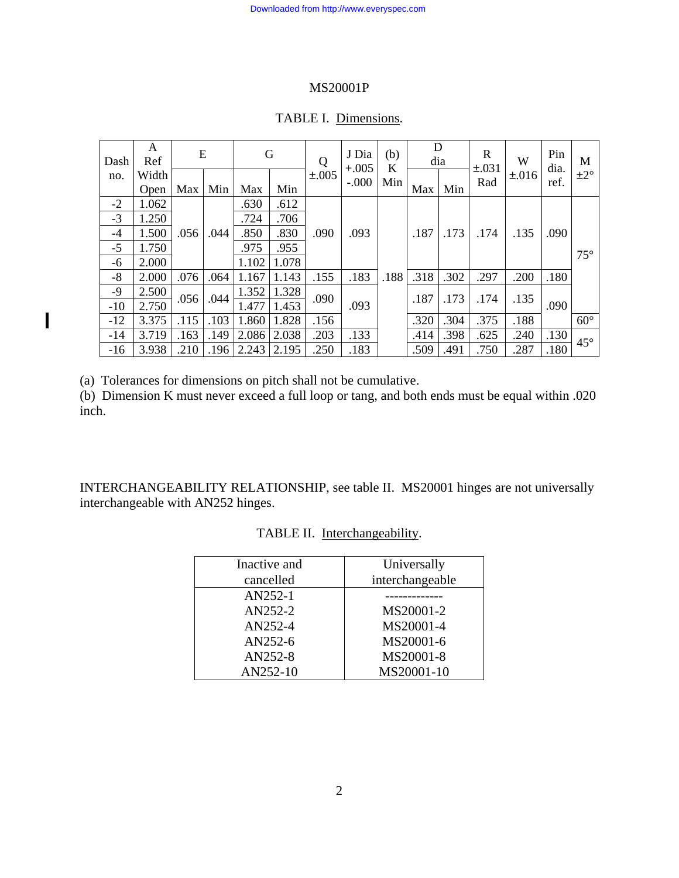MS20001P

TABLE I. Dimensions.

| Dash no. | A Ref Width Open | E | | G | | Q ±.005 | J Dia +.005 -.000 | (b) K Min | D dia | | R ±.031 Rad | W ±.016 | Pin dia. ref. | M ±2° |
|---|---|---|---|---|---|---|---|---|---|---|---|---|---|---|
| | | Max | Min | Max | Min | | | | Max | Min | | | | |
| -2 | 1.062 | .056 | .044 | .630 | .612 | .090 | .093 | .188 | .187 | .173 | .174 | .135 | .090 | 75° |
| -3 | 1.250 | .056 | .044 | .724 | .706 | .090 | .093 | .188 | .187 | .173 | .174 | .135 | .090 | 75° |
| -4 | 1.500 | .056 | .044 | .850 | .830 | .090 | .093 | .188 | .187 | .173 | .174 | .135 | .090 | 75° |
| -5 | 1.750 | .056 | .044 | .975 | .955 | .090 | .093 | .188 | .187 | .173 | .174 | .135 | .090 | 75° |
| -6 | 2.000 | .056 | .044 | 1.102 | 1.078 | .090 | .093 | .188 | .187 | .173 | .174 | .135 | .090 | 75° |
| -8 | 2.000 | .076 | .064 | 1.167 | 1.143 | .155 | .183 | .188 | .318 | .302 | .297 | .200 | .180 | 75° |
| -9 | 2.500 | .056 | .044 | 1.352 | 1.328 | .090 | .093 | .188 | .187 | .173 | .174 | .135 | .090 | 75° |
| -10 | 2.750 | .056 | .044 | 1.477 | 1.453 | .090 | .093 | .188 | .187 | .173 | .174 | .135 | .090 | 75° |
| -12 | 3.375 | .115 | .103 | 1.860 | 1.828 | .156 | .093 | .188 | .320 | .304 | .375 | .188 | .090 | 60° |
| -14 | 3.719 | .163 | .149 | 2.086 | 2.038 | .203 | .133 | .188 | .414 | .398 | .625 | .240 | .130 | 45° |
| -16 | 3.938 | .210 | .196 | 2.243 | 2.195 | .250 | .183 | .188 | .509 | .491 | .750 | .287 | .180 | 45° |

(a) Tolerances for dimensions on pitch shall not be cumulative.
(b) Dimension K must never exceed a full loop or tang, and both ends must be equal within .020 inch.

INTERCHANGEABILITY RELATIONSHIP, see table II. MS20001 hinges are not universally interchangeable with AN252 hinges.

TABLE II. Interchangeability.

| Inactive and cancelled | Universally interchangeable |
|---|---|
| AN252-1 | ------------- |
| AN252-2 | MS20001-2 |
| AN252-4 | MS20001-4 |
| AN252-6 | MS20001-6 |
| AN252-8 | MS20001-8 |
| AN252-10 | MS20001-10 |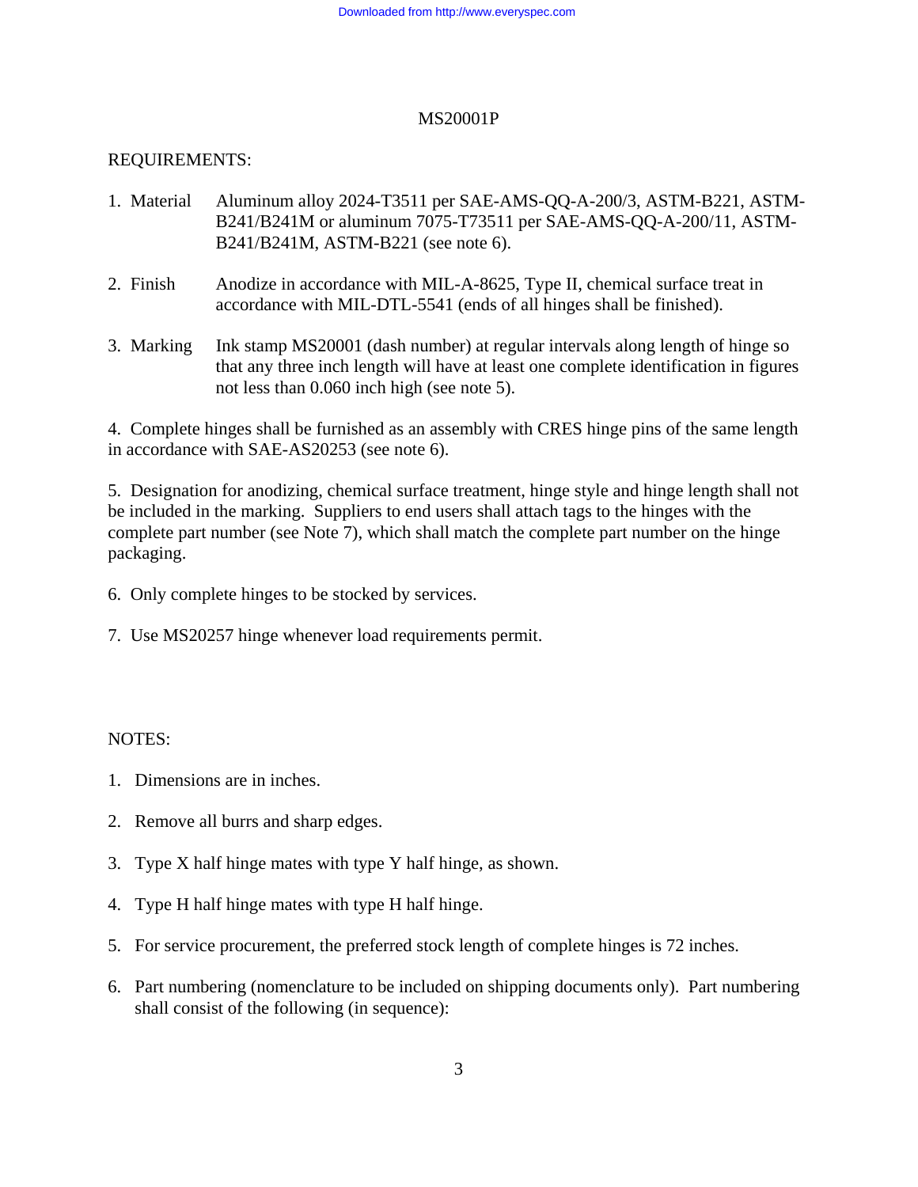MS20001P

REQUIREMENTS:

1. Material  Aluminum alloy 2024-T3511 per SAE-AMS-QQ-A-200/3, ASTM-B221, ASTM-B241/B241M or aluminum 7075-T73511 per SAE-AMS-QQ-A-200/11, ASTM-B241/B241M, ASTM-B221 (see note 6).

2. Finish  Anodize in accordance with MIL-A-8625, Type II, chemical surface treat in accordance with MIL-DTL-5541 (ends of all hinges shall be finished).

3. Marking  Ink stamp MS20001 (dash number) at regular intervals along length of hinge so that any three inch length will have at least one complete identification in figures not less than 0.060 inch high (see note 5).

4. Complete hinges shall be furnished as an assembly with CRES hinge pins of the same length in accordance with SAE-AS20253 (see note 6).

5. Designation for anodizing, chemical surface treatment, hinge style and hinge length shall not be included in the marking. Suppliers to end users shall attach tags to the hinges with the complete part number (see Note 7), which shall match the complete part number on the hinge packaging.

6. Only complete hinges to be stocked by services.

7. Use MS20257 hinge whenever load requirements permit.

NOTES:

1. Dimensions are in inches.

2. Remove all burrs and sharp edges.

3. Type X half hinge mates with type Y half hinge, as shown.

4. Type H half hinge mates with type H half hinge.

5. For service procurement, the preferred stock length of complete hinges is 72 inches.

6. Part numbering (nomenclature to be included on shipping documents only). Part numbering shall consist of the following (in sequence):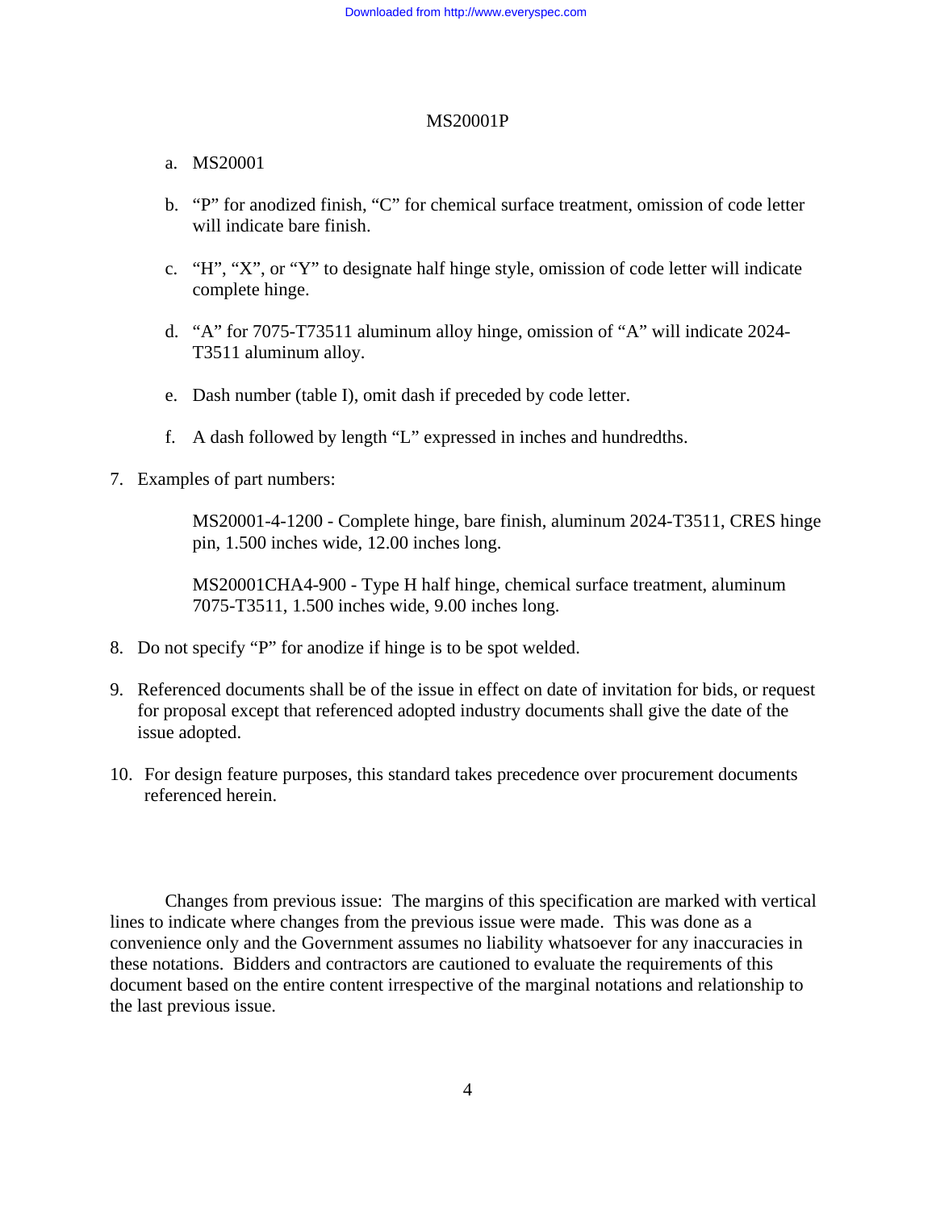a. MS20001

b. “P” for anodized finish, “C” for chemical surface treatment, omission of code letter will indicate bare finish.

c. “H”, “X”, or “Y” to designate half hinge style, omission of code letter will indicate complete hinge.

d. “A” for 7075-T73511 aluminum alloy hinge, omission of “A” will indicate 2024-T3511 aluminum alloy.

e. Dash number (table I), omit dash if preceded by code letter.

f. A dash followed by length “L” expressed in inches and hundredths.

7. Examples of part numbers:

   MS20001-4-1200 - Complete hinge, bare finish, aluminum 2024-T3511, CRES hinge pin, 1.500 inches wide, 12.00 inches long.

   MS20001CHA4-900 - Type H half hinge, chemical surface treatment, aluminum 7075-T3511, 1.500 inches wide, 9.00 inches long.

8. Do not specify “P” for anodize if hinge is to be spot welded.

9. Referenced documents shall be of the issue in effect on date of invitation for bids, or request for proposal except that referenced adopted industry documents shall give the date of the issue adopted.

10. For design feature purposes, this standard takes precedence over procurement documents referenced herein.

Changes from previous issue: The margins of this specification are marked with vertical lines to indicate where changes from the previous issue were made. This was done as a convenience only and the Government assumes no liability whatsoever for any inaccuracies in these notations. Bidders and contractors are cautioned to evaluate the requirements of this document based on the entire content irrespective of the marginal notations and relationship to the last previous issue.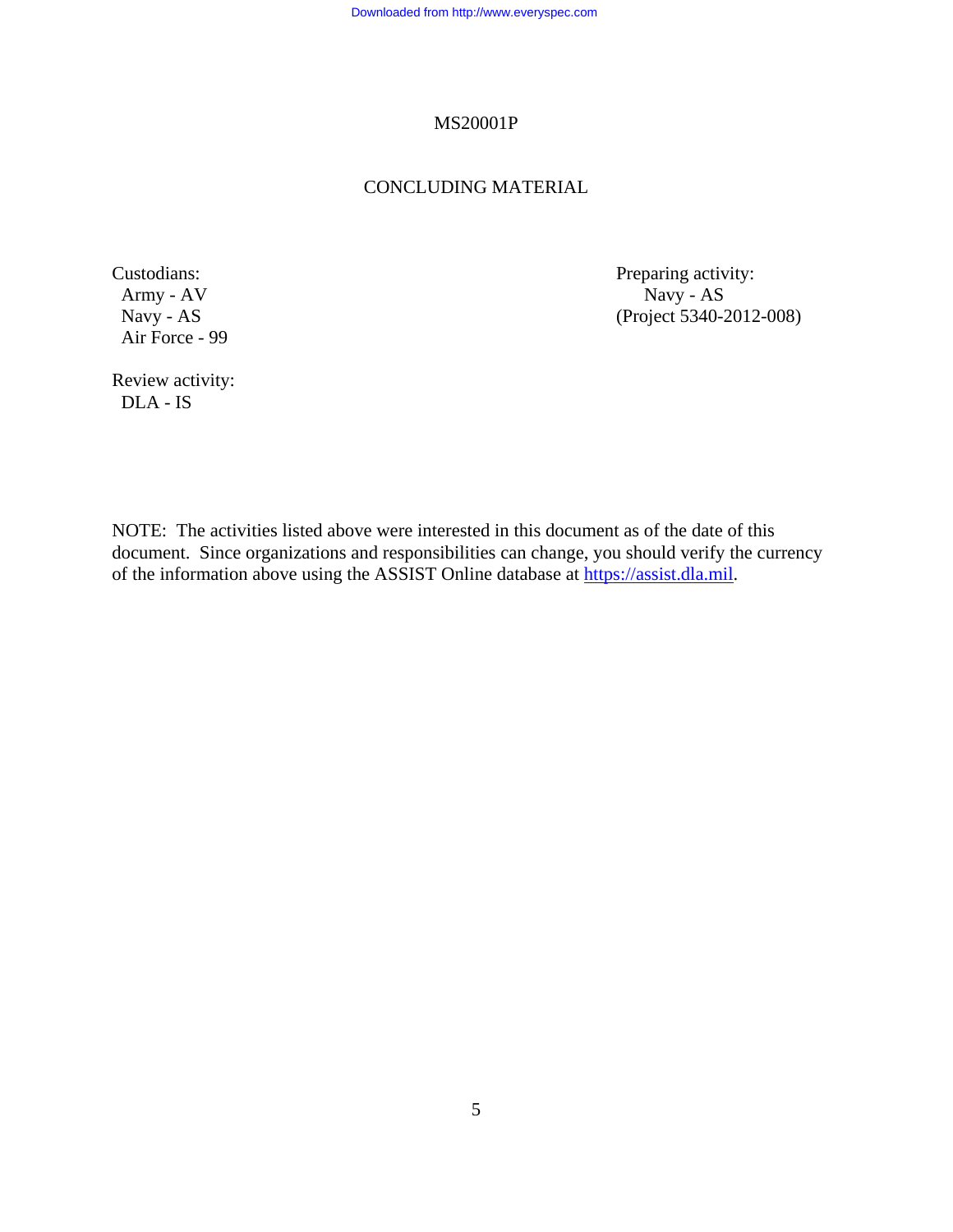MS20001P

## CONCLUDING MATERIAL

Custodians:
Army - AV
Navy - AS
Air Force - 99

Review activity:
DLA - IS

Preparing activity:
Navy - AS
(Project 5340-2012-008)

NOTE: The activities listed above were interested in this document as of the date of this document. Since organizations and responsibilities can change, you should verify the currency of the information above using the ASSIST Online database at https://assist.dla.mil.